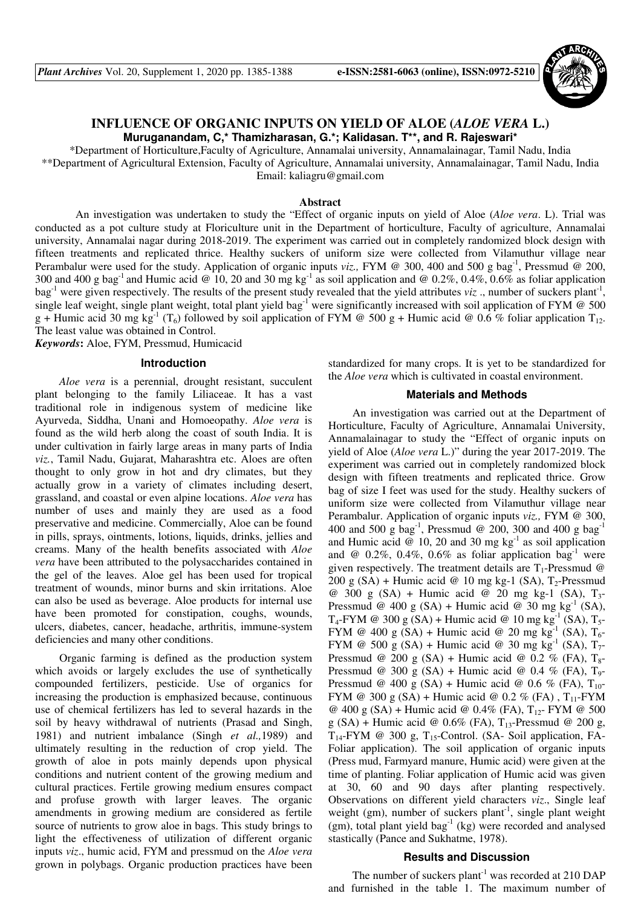# INFLUENCE OF ORGANIC INPUTS ON YIELD OF ALOE (*ALOE VERA* L.)

**Muruganandam, C,\* Thamizharasan, G.\*; Kalidasan. T\*\*, and R. Rajeswari\***

\*Department of Horticulture,Faculty of Agriculture, Annamalai university, Annamalainagar, Tamil Nadu, India

\*\*Department of Agricultural Extension, Faculty of Agriculture, Annamalai university, Annamalainagar, Tamil Nadu, India

Email: kaliagru@gmail.com

## Abstract

An investigation was undertaken to study the "Effect of organic inputs on yield of Aloe (*Aloe vera*. L). Trial was conducted as a pot culture study at Floriculture unit in the Department of horticulture, Faculty of agriculture, Annamalai university, Annamalai nagar during 2018-2019. The experiment was carried out in completely randomized block design with fifteen treatments and replicated thrice. Healthy suckers of uniform size were collected from Vilamuthur village near Perambalur were used for the study. Application of organic inputs *viz.,* FYM @ 300, 400 and 500 g bag$^{-1}$, Pressmud @ 200, 300 and 400 g bag$^{-1}$ and Humic acid @ 10, 20 and 30 mg kg$^{-1}$ as soil application and @ 0.2%, 0.4%, 0.6% as foliar application bag$^{-1}$ were given respectively. The results of the present study revealed that the yield attributes *viz* ., number of suckers plant$^{-1}$, single leaf weight, single plant weight, total plant yield bag$^{-1}$ were significantly increased with soil application of FYM @ 500 g + Humic acid 30 mg kg$^{-1}$ ($T_6$) followed by soil application of FYM @ 500 g + Humic acid @ 0.6 % foliar application $T_{12}$. The least value was obtained in Control.

***Keywords*:** Aloe, FYM, Pressmud, Humicacid

## Introduction

*Aloe vera* is a perennial, drought resistant, succulent plant belonging to the family Liliaceae. It has a vast traditional role in indigenous system of medicine like Ayurveda, Siddha, Unani and Homoeopathy. *Aloe vera* is found as the wild herb along the coast of south India. It is under cultivation in fairly large areas in many parts of India *viz.*, Tamil Nadu, Gujarat, Maharashtra etc. Aloes are often thought to only grow in hot and dry climates, but they actually grow in a variety of climates including desert, grassland, and coastal or even alpine locations. *Aloe vera* has number of uses and mainly they are used as a food preservative and medicine. Commercially, Aloe can be found in pills, sprays, ointments, lotions, liquids, drinks, jellies and creams. Many of the health benefits associated with *Aloe vera* have been attributed to the polysaccharides contained in the gel of the leaves. Aloe gel has been used for tropical treatment of wounds, minor burns and skin irritations. Aloe can also be used as beverage. Aloe products for internal use have been promoted for constipation, coughs, wounds, ulcers, diabetes, cancer, headache, arthritis, immune-system deficiencies and many other conditions.

Organic farming is defined as the production system which avoids or largely excludes the use of synthetically compounded fertilizers, pesticide. Use of organics for increasing the production is emphasized because, continuous use of chemical fertilizers has led to several hazards in the soil by heavy withdrawal of nutrients (Prasad and Singh, 1981) and nutrient imbalance (Singh *et al.,*1989) and ultimately resulting in the reduction of crop yield. The growth of aloe in pots mainly depends upon physical conditions and nutrient content of the growing medium and cultural practices. Fertile growing medium ensures compact and profuse growth with larger leaves. The organic amendments in growing medium are considered as fertile source of nutrients to grow aloe in bags. This study brings to light the effectiveness of utilization of different organic inputs *viz*., humic acid, FYM and pressmud on the *Aloe vera* grown in polybags. Organic production practices have been standardized for many crops. It is yet to be standardized for the *Aloe vera* which is cultivated in coastal environment.

## Materials and Methods

An investigation was carried out at the Department of Horticulture, Faculty of Agriculture, Annamalai University, Annamalainagar to study the "Effect of organic inputs on yield of Aloe (*Aloe vera* L.)" during the year 2017-2019. The experiment was carried out in completely randomized block design with fifteen treatments and replicated thrice. Grow bag of size I feet was used for the study. Healthy suckers of uniform size were collected from Vilamuthur village near Perambalur. Application of organic inputs *viz.,* FYM @ 300, 400 and 500 g bag$^{-1}$, Pressmud @ 200, 300 and 400 g bag$^{-1}$ and Humic acid @ 10, 20 and 30 mg kg$^{-1}$ as soil application and @ 0.2%, 0.4%, 0.6% as foliar application bag$^{-1}$ were given respectively. The treatment details are $T_1$-Pressmud @ 200 g (SA) + Humic acid @ 10 mg kg-1 (SA), $T_2$-Pressmud @ 300 g (SA) + Humic acid @ 20 mg kg-1 (SA), $T_3$-Pressmud @ 400 g (SA) + Humic acid @ 30 mg kg$^{-1}$ (SA), $T_4$-FYM @ 300 g (SA) + Humic acid @ 10 mg kg$^{-1}$ (SA), $T_5$-FYM @ 400 g (SA) + Humic acid @ 20 mg kg$^{-1}$ (SA), $T_6$-FYM @ 500 g (SA) + Humic acid @ 30 mg kg$^{-1}$ (SA), $T_7$-Pressmud @ 200 g (SA) + Humic acid @ 0.2 % (FA), $T_8$-Pressmud @ 300 g (SA) + Humic acid @ 0.4 % (FA), $T_9$-Pressmud @ 400 g (SA) + Humic acid @ 0.6 % (FA), $T_{10}$-FYM @ 300 g (SA) + Humic acid @ 0.2 % (FA) , $T_{11}$-FYM @ 400 g (SA) + Humic acid @ 0.4% (FA), $T_{12}$- FYM @ 500 g (SA) + Humic acid @ 0.6% (FA), $T_{13}$-Pressmud @ 200 g, $T_{14}$-FYM @ 300 g, $T_{15}$-Control. (SA- Soil application, FA-Foliar application). The soil application of organic inputs (Press mud, Farmyard manure, Humic acid) were given at the time of planting. Foliar application of Humic acid was given at 30, 60 and 90 days after planting respectively. Observations on different yield characters *viz*., Single leaf weight (gm), number of suckers plant$^{-1}$, single plant weight (gm), total plant yield bag$^{-1}$ (kg) were recorded and analysed stastically (Pance and Sukhatme, 1978).

## Results and Discussion

The number of suckers plant$^{-1}$ was recorded at 210 DAP and furnished in the table 1. The maximum number of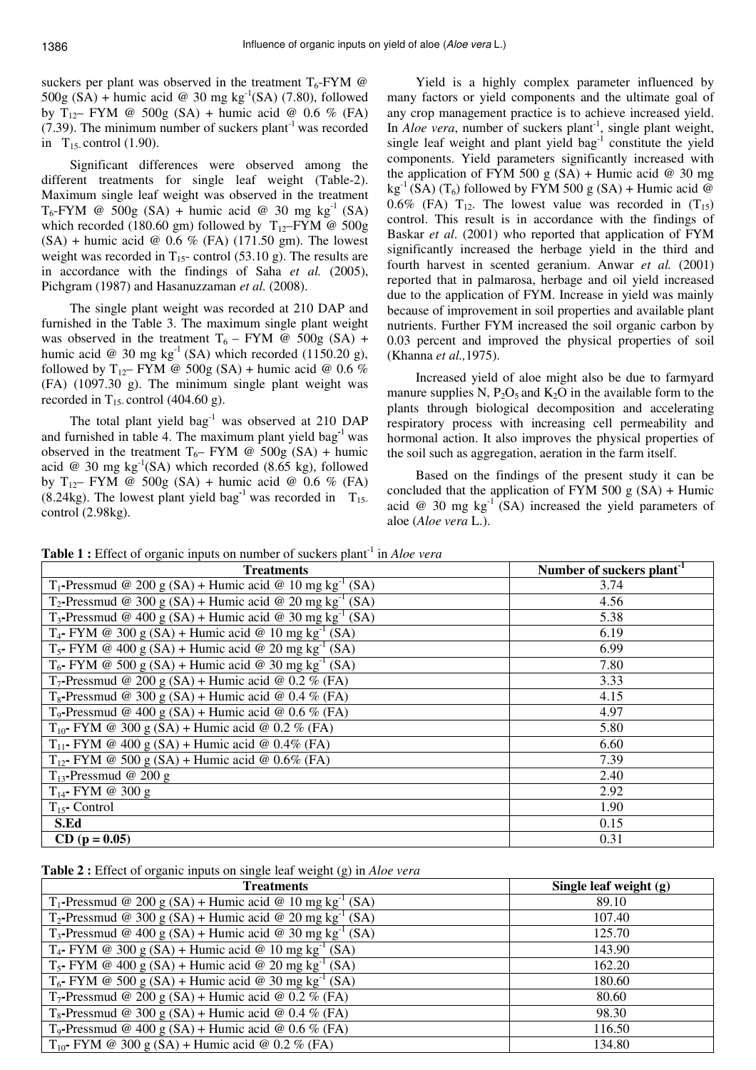suckers per plant was observed in the treatment $T_6$-FYM @ 500g (SA) + humic acid @ 30 mg $kg^{-1}$(SA) (7.80), followed by $T_{12}$– FYM @ 500g (SA) + humic acid @ 0.6 % (FA) (7.39). The minimum number of suckers $plant^{-1}$ was recorded in $T_{15}$ control (1.90).

Significant differences were observed among the different treatments for single leaf weight (Table-2). Maximum single leaf weight was observed in the treatment $T_6$-FYM @ 500g (SA) + humic acid @ 30 mg $kg^{-1}$ (SA) which recorded (180.60 gm) followed by $T_{12}$–FYM @ 500g (SA) + humic acid @ 0.6 % (FA) (171.50 gm). The lowest weight was recorded in $T_{15}$- control (53.10 g). The results are in accordance with the findings of Saha *et al.* (2005), Pichgram (1987) and Hasanuzzaman *et al.* (2008).

The single plant weight was recorded at 210 DAP and furnished in the Table 3. The maximum single plant weight was observed in the treatment $T_6$ – FYM @ 500g (SA) + humic acid @ 30 mg $kg^{-1}$ (SA) which recorded (1150.20 g), followed by $T_{12}$– FYM @ 500g (SA) + humic acid @ 0.6 % (FA) (1097.30 g). The minimum single plant weight was recorded in $T_{15}$ control (404.60 g).

The total plant yield $bag^{-1}$ was observed at 210 DAP and furnished in table 4. The maximum plant yield $bag^{-1}$ was observed in the treatment $T_6$– FYM @ 500g (SA) + humic acid @ 30 mg $kg^{-1}$(SA) which recorded (8.65 kg), followed by $T_{12}$– FYM @ 500g (SA) + humic acid @ 0.6 % (FA) (8.24kg). The lowest plant yield $bag^{-1}$ was recorded in $T_{15}$ control (2.98kg).

Yield is a highly complex parameter influenced by many factors or yield components and the ultimate goal of any crop management practice is to achieve increased yield. In *Aloe vera*, number of suckers $plant^{-1}$, single plant weight, single leaf weight and plant yield $bag^{-1}$ constitute the yield components. Yield parameters significantly increased with the application of FYM 500 g (SA) + Humic acid @ 30 mg $kg^{-1}$ (SA) ($T_6$) followed by FYM 500 g (SA) + Humic acid @ 0.6% (FA) $T_{12}$. The lowest value was recorded in ($T_{15}$) control. This result is in accordance with the findings of Baskar *et al*. (2001) who reported that application of FYM significantly increased the herbage yield in the third and fourth harvest in scented geranium. Anwar *et al.* (2001) reported that in palmarosa, herbage and oil yield increased due to the application of FYM. Increase in yield was mainly because of improvement in soil properties and available plant nutrients. Further FYM increased the soil organic carbon by 0.03 percent and improved the physical properties of soil (Khanna *et al.,*1975).

Increased yield of aloe might also be due to farmyard manure supplies N, $P_2O_5$ and $K_2O$ in the available form to the plants through biological decomposition and accelerating respiratory process with increasing cell permeability and hormonal action. It also improves the physical properties of the soil such as aggregation, aeration in the farm itself.

Based on the findings of the present study it can be concluded that the application of FYM 500 g (SA) + Humic acid @ 30 mg $kg^{-1}$ (SA) increased the yield parameters of aloe (*Aloe vera* L.).

**Table 1 :** Effect of organic inputs on number of suckers $plant^{-1}$ in *Aloe vera*

| Treatments | Number of suckers $plant^{-1}$ |
|---|---|
| $T_1$-Pressmud @ 200 g (SA) + Humic acid @ 10 mg $kg^{-1}$ (SA) | 3.74 |
| $T_2$-Pressmud @ 300 g (SA) + Humic acid @ 20 mg $kg^{-1}$ (SA) | 4.56 |
| $T_3$-Pressmud @ 400 g (SA) + Humic acid @ 30 mg $kg^{-1}$ (SA) | 5.38 |
| $T_4$- FYM @ 300 g (SA) + Humic acid @ 10 mg $kg^{-1}$ (SA) | 6.19 |
| $T_5$- FYM @ 400 g (SA) + Humic acid @ 20 mg $kg^{-1}$ (SA) | 6.99 |
| $T_6$- FYM @ 500 g (SA) + Humic acid @ 30 mg $kg^{-1}$ (SA) | 7.80 |
| $T_7$-Pressmud @ 200 g (SA) + Humic acid @ 0.2 % (FA) | 3.33 |
| $T_8$-Pressmud @ 300 g (SA) + Humic acid @ 0.4 % (FA) | 4.15 |
| $T_9$-Pressmud @ 400 g (SA) + Humic acid @ 0.6 % (FA) | 4.97 |
| $T_{10}$- FYM @ 300 g (SA) + Humic acid @ 0.2 % (FA) | 5.80 |
| $T_{11}$- FYM @ 400 g (SA) + Humic acid @ 0.4% (FA) | 6.60 |
| $T_{12}$- FYM @ 500 g (SA) + Humic acid @ 0.6% (FA) | 7.39 |
| $T_{13}$-Pressmud @ 200 g | 2.40 |
| $T_{14}$- FYM @ 300 g | 2.92 |
| $T_{15}$- Control | 1.90 |
| **S.Ed** | 0.15 |
| **CD (p = 0.05)** | 0.31 |

**Table 2 :** Effect of organic inputs on single leaf weight (g) in *Aloe vera*

| Treatments | Single leaf weight (g) |
|---|---|
| $T_1$-Pressmud @ 200 g (SA) + Humic acid @ 10 mg $kg^{-1}$ (SA) | 89.10 |
| $T_2$-Pressmud @ 300 g (SA) + Humic acid @ 20 mg $kg^{-1}$ (SA) | 107.40 |
| $T_3$-Pressmud @ 400 g (SA) + Humic acid @ 30 mg $kg^{-1}$ (SA) | 125.70 |
| $T_4$- FYM @ 300 g (SA) + Humic acid @ 10 mg $kg^{-1}$ (SA) | 143.90 |
| $T_5$- FYM @ 400 g (SA) + Humic acid @ 20 mg $kg^{-1}$ (SA) | 162.20 |
| $T_6$- FYM @ 500 g (SA) + Humic acid @ 30 mg $kg^{-1}$ (SA) | 180.60 |
| $T_7$-Pressmud @ 200 g (SA) + Humic acid @ 0.2 % (FA) | 80.60 |
| $T_8$-Pressmud @ 300 g (SA) + Humic acid @ 0.4 % (FA) | 98.30 |
| $T_9$-Pressmud @ 400 g (SA) + Humic acid @ 0.6 % (FA) | 116.50 |
| $T_{10}$- FYM @ 300 g (SA) + Humic acid @ 0.2 % (FA) | 134.80 |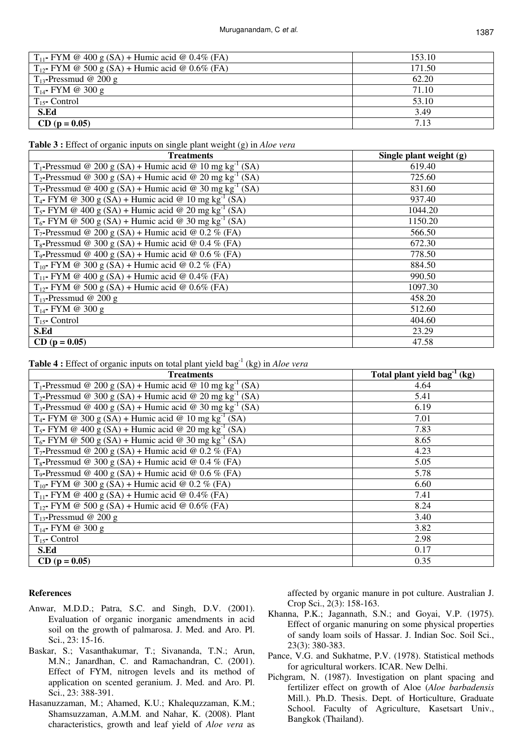| | |
|---|---|
| $T_{11}$- FYM @ 400 g (SA) + Humic acid @ 0.4% (FA) | 153.10 |
| $T_{12}$- FYM @ 500 g (SA) + Humic acid @ 0.6% (FA) | 171.50 |
| $T_{13}$-Pressmud @ 200 g | 62.20 |
| $T_{14}$- FYM @ 300 g | 71.10 |
| $T_{15}$- Control | 53.10 |
| **S.Ed** | 3.49 |
| **CD (p = 0.05)** | 7.13 |

**Table 3 :** Effect of organic inputs on single plant weight (g) in *Aloe vera*

| Treatments | Single plant weight (g) |
|---|---|
| $T_1$-Pressmud @ 200 g (SA) + Humic acid @ 10 mg $kg^{-1}$ (SA) | 619.40 |
| $T_2$-Pressmud @ 300 g (SA) + Humic acid @ 20 mg $kg^{-1}$ (SA) | 725.60 |
| $T_3$-Pressmud @ 400 g (SA) + Humic acid @ 30 mg $kg^{-1}$ (SA) | 831.60 |
| $T_4$- FYM @ 300 g (SA) + Humic acid @ 10 mg $kg^{-1}$ (SA) | 937.40 |
| $T_5$- FYM @ 400 g (SA) + Humic acid @ 20 mg $kg^{-1}$ (SA) | 1044.20 |
| $T_6$- FYM @ 500 g (SA) + Humic acid @ 30 mg $kg^{-1}$ (SA) | 1150.20 |
| $T_7$-Pressmud @ 200 g (SA) + Humic acid @ 0.2 % (FA) | 566.50 |
| $T_8$-Pressmud @ 300 g (SA) + Humic acid @ 0.4 % (FA) | 672.30 |
| $T_9$-Pressmud @ 400 g (SA) + Humic acid @ 0.6 % (FA) | 778.50 |
| $T_{10}$- FYM @ 300 g (SA) + Humic acid @ 0.2 % (FA) | 884.50 |
| $T_{11}$- FYM @ 400 g (SA) + Humic acid @ 0.4% (FA) | 990.50 |
| $T_{12}$- FYM @ 500 g (SA) + Humic acid @ 0.6% (FA) | 1097.30 |
| $T_{13}$-Pressmud @ 200 g | 458.20 |
| $T_{14}$- FYM @ 300 g | 512.60 |
| $T_{15}$- Control | 404.60 |
| **S.Ed** | 23.29 |
| **CD (p = 0.05)** | 47.58 |

**Table 4 :** Effect of organic inputs on total plant yield $bag^{-1}$ (kg) in *Aloe vera*

| Treatments | Total plant yield $bag^{-1}$ (kg) |
|---|---|
| $T_1$-Pressmud @ 200 g (SA) + Humic acid @ 10 mg $kg^{-1}$ (SA) | 4.64 |
| $T_2$-Pressmud @ 300 g (SA) + Humic acid @ 20 mg $kg^{-1}$ (SA) | 5.41 |
| $T_3$-Pressmud @ 400 g (SA) + Humic acid @ 30 mg $kg^{-1}$ (SA) | 6.19 |
| $T_4$- FYM @ 300 g (SA) + Humic acid @ 10 mg $kg^{-1}$ (SA) | 7.01 |
| $T_5$- FYM @ 400 g (SA) + Humic acid @ 20 mg $kg^{-1}$ (SA) | 7.83 |
| $T_6$- FYM @ 500 g (SA) + Humic acid @ 30 mg $kg^{-1}$ (SA) | 8.65 |
| $T_7$-Pressmud @ 200 g (SA) + Humic acid @ 0.2 % (FA) | 4.23 |
| $T_8$-Pressmud @ 300 g (SA) + Humic acid @ 0.4 % (FA) | 5.05 |
| $T_9$-Pressmud @ 400 g (SA) + Humic acid @ 0.6 % (FA) | 5.78 |
| $T_{10}$- FYM @ 300 g (SA) + Humic acid @ 0.2 % (FA) | 6.60 |
| $T_{11}$- FYM @ 400 g (SA) + Humic acid @ 0.4% (FA) | 7.41 |
| $T_{12}$- FYM @ 500 g (SA) + Humic acid @ 0.6% (FA) | 8.24 |
| $T_{13}$-Pressmud @ 200 g | 3.40 |
| $T_{14}$- FYM @ 300 g | 3.82 |
| $T_{15}$- Control | 2.98 |
| **S.Ed** | 0.17 |
| **CD (p = 0.05)** | 0.35 |

## References

Anwar, M.D.D.; Patra, S.C. and Singh, D.V. (2001). Evaluation of organic inorganic amendments in acid soil on the growth of palmarosa. J. Med. and Aro. Pl. Sci., 23: 15-16.

Baskar, S.; Vasanthakumar, T.; Sivananda, T.N.; Arun, M.N.; Janardhan, C. and Ramachandran, C. (2001). Effect of FYM, nitrogen levels and its method of application on scented geranium. J. Med. and Aro. Pl. Sci., 23: 388-391.

Hasanuzzaman, M.; Ahamed, K.U.; Khalequzzaman, K.M.; Shamsuzzaman, A.M.M. and Nahar, K. (2008). Plant characteristics, growth and leaf yield of *Aloe vera* as affected by organic manure in pot culture. Australian J. Crop Sci., 2(3): 158-163.

Khanna, P.K.; Jagannath, S.N.; and Goyai, V.P. (1975). Effect of organic manuring on some physical properties of sandy loam soils of Hassar. J. Indian Soc. Soil Sci., 23(3): 380-383.

Pance, V.G. and Sukhatme, P.V. (1978). Statistical methods for agricultural workers. ICAR. New Delhi.

Pichgram, N. (1987). Investigation on plant spacing and fertilizer effect on growth of Aloe (*Aloe barbadensis* Mill.). Ph.D. Thesis. Dept. of Horticulture, Graduate School. Faculty of Agriculture, Kasetsart Univ., Bangkok (Thailand).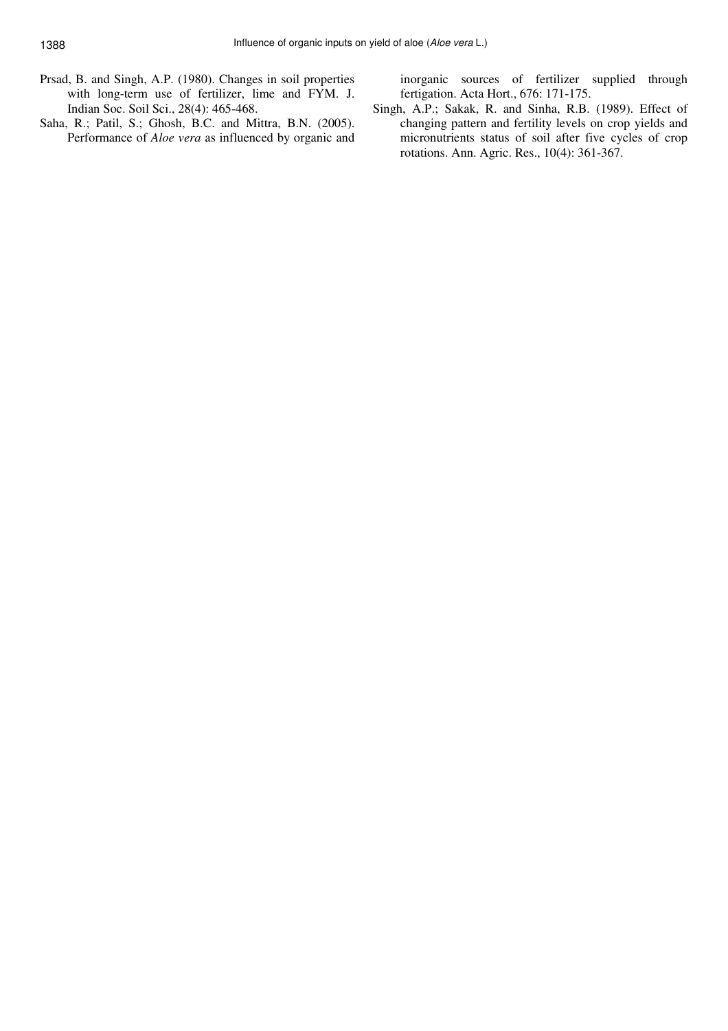Prsad, B. and Singh, A.P. (1980). Changes in soil properties with long-term use of fertilizer, lime and FYM. J. Indian Soc. Soil Sci., 28(4): 465-468.

Saha, R.; Patil, S.; Ghosh, B.C. and Mittra, B.N. (2005). Performance of *Aloe vera* as influenced by organic and inorganic sources of fertilizer supplied through fertigation. Acta Hort., 676: 171-175.

Singh, A.P.; Sakak, R. and Sinha, R.B. (1989). Effect of changing pattern and fertility levels on crop yields and micronutrients status of soil after five cycles of crop rotations. Ann. Agric. Res., 10(4): 361-367.